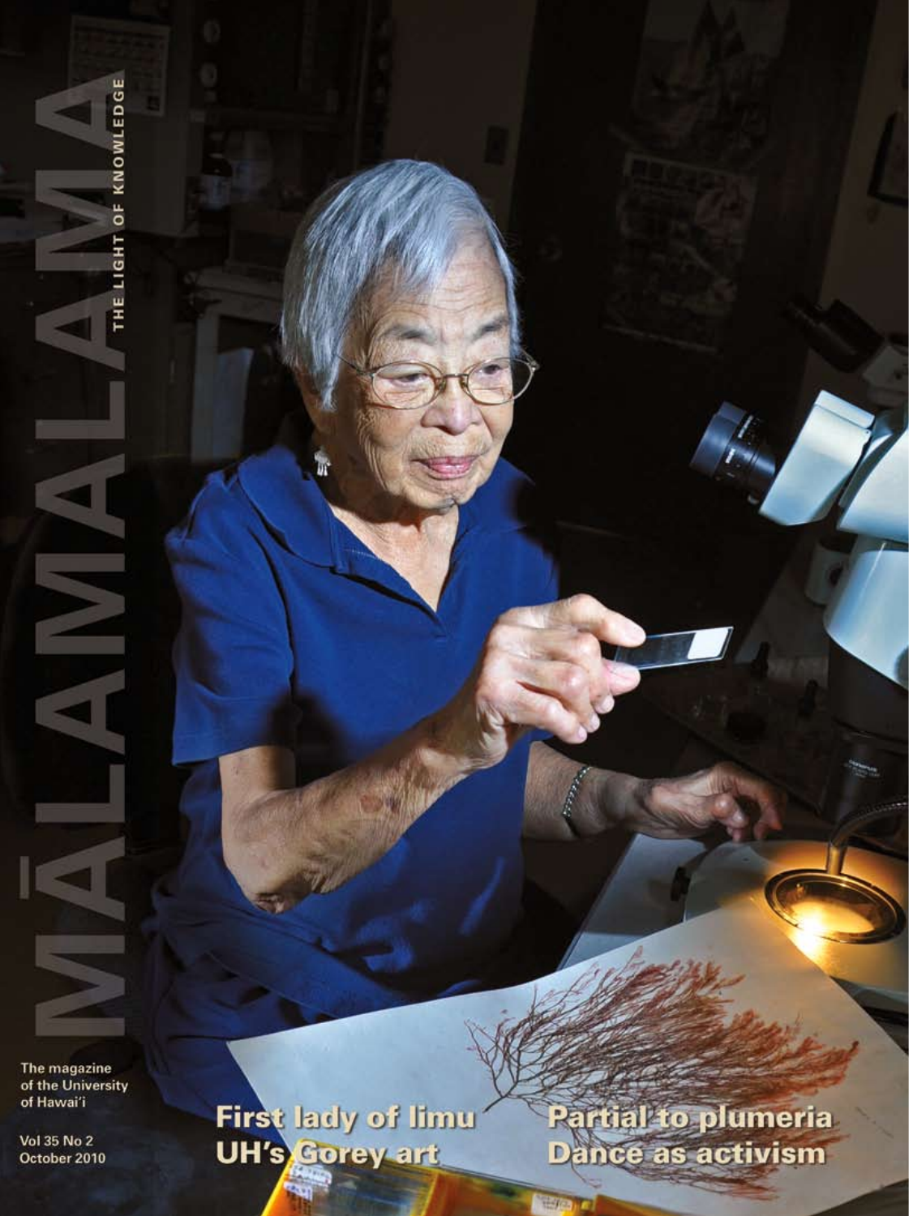# MĀLAMA

THE LIGHT OF KNOWLEDGE

The magazine of the University of Hawai'i

Vol 35 No 2
October 2010

First lady of limu
UH's Gorey art

Partial to plumeria
Dance as activism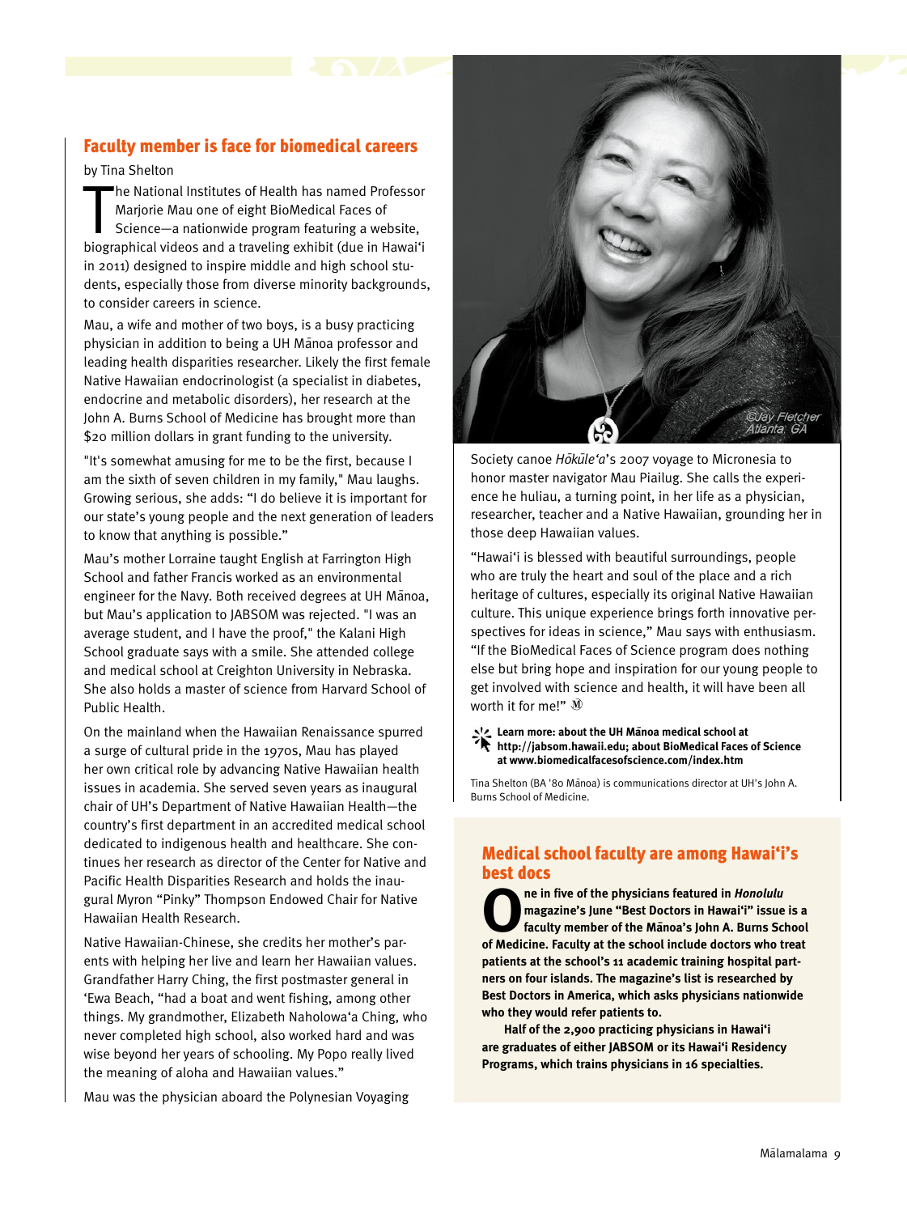## Faculty member is face for biomedical careers

by Tina Shelton

The National Institutes of Health has named Professor Marjorie Mau one of eight BioMedical Faces of Science—a nationwide program featuring a website, biographical videos and a traveling exhibit (due in Hawai'i in 2011) designed to inspire middle and high school students, especially those from diverse minority backgrounds, to consider careers in science.

Mau, a wife and mother of two boys, is a busy practicing physician in addition to being a UH Mānoa professor and leading health disparities researcher. Likely the first female Native Hawaiian endocrinologist (a specialist in diabetes, endocrine and metabolic disorders), her research at the John A. Burns School of Medicine has brought more than $20 million dollars in grant funding to the university.

"It's somewhat amusing for me to be the first, because I am the sixth of seven children in my family," Mau laughs. Growing serious, she adds: "I do believe it is important for our state's young people and the next generation of leaders to know that anything is possible."

Mau's mother Lorraine taught English at Farrington High School and father Francis worked as an environmental engineer for the Navy. Both received degrees at UH Mānoa, but Mau's application to JABSOM was rejected. "I was an average student, and I have the proof," the Kalani High School graduate says with a smile. She attended college and medical school at Creighton University in Nebraska. She also holds a master of science from Harvard School of Public Health.

On the mainland when the Hawaiian Renaissance spurred a surge of cultural pride in the 1970s, Mau has played her own critical role by advancing Native Hawaiian health issues in academia. She served seven years as inaugural chair of UH's Department of Native Hawaiian Health—the country's first department in an accredited medical school dedicated to indigenous health and healthcare. She continues her research as director of the Center for Native and Pacific Health Disparities Research and holds the inaugural Myron "Pinky" Thompson Endowed Chair for Native Hawaiian Health Research.

Native Hawaiian-Chinese, she credits her mother's parents with helping her live and learn her Hawaiian values. Grandfather Harry Ching, the first postmaster general in 'Ewa Beach, "had a boat and went fishing, among other things. My grandmother, Elizabeth Naholowa'a Ching, who never completed high school, also worked hard and was wise beyond her years of schooling. My Popo really lived the meaning of aloha and Hawaiian values."

Mau was the physician aboard the Polynesian Voyaging Society canoe *Hōkūle'a*'s 2007 voyage to Micronesia to honor master navigator Mau Piailug. She calls the experience he huliau, a turning point, in her life as a physician, researcher, teacher and a Native Hawaiian, grounding her in those deep Hawaiian values.

"Hawai'i is blessed with beautiful surroundings, people who are truly the heart and soul of the place and a rich heritage of cultures, especially its original Native Hawaiian culture. This unique experience brings forth innovative perspectives for ideas in science," Mau says with enthusiasm. "If the BioMedical Faces of Science program does nothing else but bring hope and inspiration for our young people to get involved with science and health, it will have been all worth it for me!"

©Jay Fletcher Atlanta, GA

**Learn more: about the UH Mānoa medical school at http://jabsom.hawaii.edu; about BioMedical Faces of Science at www.biomedicalfacesofscience.com/index.htm**

Tina Shelton (BA '80 Mānoa) is communications director at UH's John A. Burns School of Medicine.

## Medical school faculty are among Hawai'i's best docs

**One in five of the physicians featured in *Honolulu* magazine's June "Best Doctors in Hawai'i" issue is a faculty member of the Mānoa's John A. Burns School of Medicine. Faculty at the school include doctors who treat patients at the school's 11 academic training hospital partners on four islands. The magazine's list is researched by Best Doctors in America, which asks physicians nationwide who they would refer patients to.**

**Half of the 2,900 practicing physicians in Hawai'i are graduates of either JABSOM or its Hawai'i Residency Programs, which trains physicians in 16 specialties.**